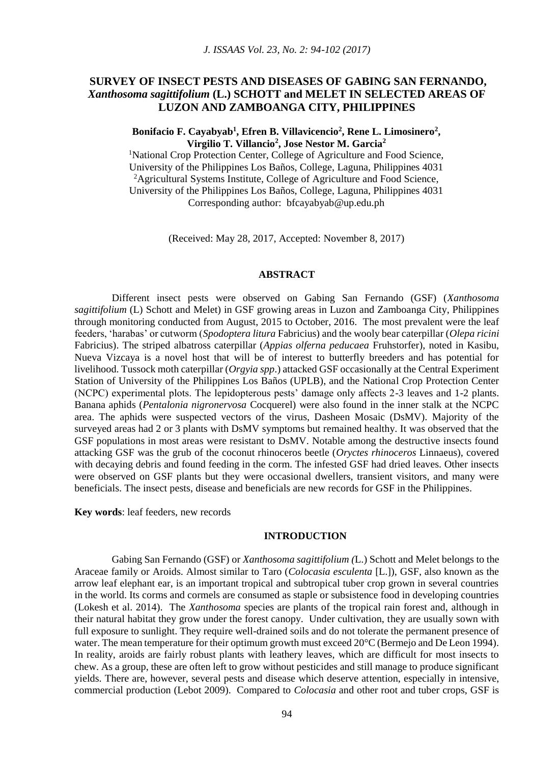# SURVEY OF INSECT PESTS AND DISEASES OF GABING SAN FERNANDO, *Xanthosoma sagittifolium* (L.) SCHOTT and MELET IN SELECTED AREAS OF LUZON AND ZAMBOANGA CITY, PHILIPPINES

**Bonifacio F. Cayabyab[1], Efren B. Villavicencio[2], Rene L. Limosinero[2], Virgilio T. Villancio[2], Jose Nestor M. Garcia[2]**

[1]National Crop Protection Center, College of Agriculture and Food Science, University of the Philippines Los Baños, College, Laguna, Philippines 4031
[2]Agricultural Systems Institute, College of Agriculture and Food Science, University of the Philippines Los Baños, College, Laguna, Philippines 4031
Corresponding author: bfcayabyab@up.edu.ph

(Received: May 28, 2017, Accepted: November 8, 2017)

## ABSTRACT

Different insect pests were observed on Gabing San Fernando (GSF) (*Xanthosoma sagittifolium* (L) Schott and Melet) in GSF growing areas in Luzon and Zamboanga City, Philippines through monitoring conducted from August, 2015 to October, 2016. The most prevalent were the leaf feeders, 'harabas' or cutworm (*Spodoptera litura* Fabricius) and the wooly bear caterpillar (*Olepa ricini* Fabricius). The striped albatross caterpillar (*Appias olferna peducaea* Fruhstorfer), noted in Kasibu, Nueva Vizcaya is a novel host that will be of interest to butterfly breeders and has potential for livelihood. Tussock moth caterpillar (*Orgyia spp*.) attacked GSF occasionally at the Central Experiment Station of University of the Philippines Los Baños (UPLB), and the National Crop Protection Center (NCPC) experimental plots. The lepidopterous pests' damage only affects 2-3 leaves and 1-2 plants. Banana aphids (*Pentalonia nigronervosa* Cocquerel) were also found in the inner stalk at the NCPC area. The aphids were suspected vectors of the virus, Dasheen Mosaic (DsMV). Majority of the surveyed areas had 2 or 3 plants with DsMV symptoms but remained healthy. It was observed that the GSF populations in most areas were resistant to DsMV. Notable among the destructive insects found attacking GSF was the grub of the coconut rhinoceros beetle (*Oryctes rhinoceros* Linnaeus), covered with decaying debris and found feeding in the corm. The infested GSF had dried leaves. Other insects were observed on GSF plants but they were occasional dwellers, transient visitors, and many were beneficials. The insect pests, disease and beneficials are new records for GSF in the Philippines.

**Key words**: leaf feeders, new records

## INTRODUCTION

Gabing San Fernando (GSF) or *Xanthosoma sagittifolium (*L.) Schott and Melet belongs to the Araceae family or Aroids. Almost similar to Taro (*Colocasia esculenta* [L.]), GSF, also known as the arrow leaf elephant ear, is an important tropical and subtropical tuber crop grown in several countries in the world. Its corms and cormels are consumed as staple or subsistence food in developing countries (Lokesh et al. 2014). The *Xanthosoma* species are plants of the tropical rain forest and, although in their natural habitat they grow under the forest canopy. Under cultivation, they are usually sown with full exposure to sunlight. They require well-drained soils and do not tolerate the permanent presence of water. The mean temperature for their optimum growth must exceed 20°C (Bermejo and De Leon 1994). In reality, aroids are fairly robust plants with leathery leaves, which are difficult for most insects to chew. As a group, these are often left to grow without pesticides and still manage to produce significant yields. There are, however, several pests and disease which deserve attention, especially in intensive, commercial production (Lebot 2009). Compared to *Colocasia* and other root and tuber crops, GSF is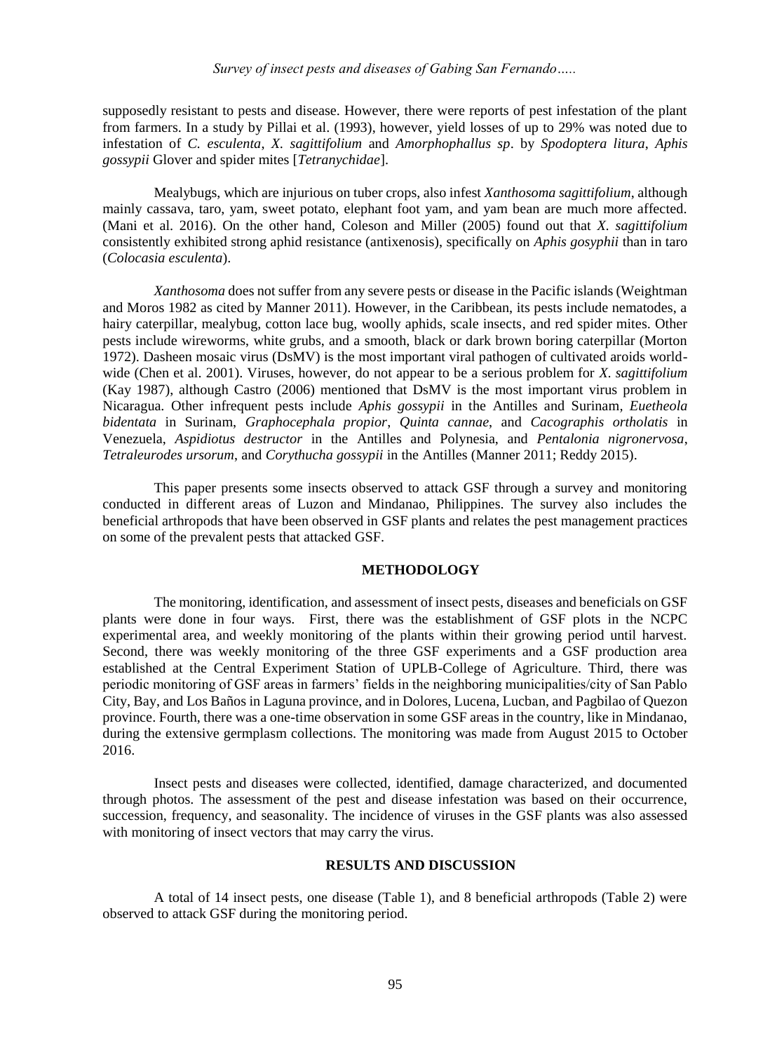supposedly resistant to pests and disease. However, there were reports of pest infestation of the plant from farmers. In a study by Pillai et al. (1993), however, yield losses of up to 29% was noted due to infestation of *C. esculenta*, *X. sagittifolium* and *Amorphophallus sp*. by *Spodoptera litura*, *Aphis gossypii* Glover and spider mites [*Tetranychidae*].

Mealybugs, which are injurious on tuber crops, also infest *Xanthosoma sagittifolium*, although mainly cassava, taro, yam, sweet potato, elephant foot yam, and yam bean are much more affected. (Mani et al. 2016). On the other hand, Coleson and Miller (2005) found out that *X. sagittifolium* consistently exhibited strong aphid resistance (antixenosis), specifically on *Aphis gosyphii* than in taro (*Colocasia esculenta*).

*Xanthosoma* does not suffer from any severe pests or disease in the Pacific islands (Weightman and Moros 1982 as cited by Manner 2011). However, in the Caribbean, its pests include nematodes, a hairy caterpillar, mealybug, cotton lace bug, woolly aphids, scale insects, and red spider mites. Other pests include wireworms, white grubs, and a smooth, black or dark brown boring caterpillar (Morton 1972). Dasheen mosaic virus (DsMV) is the most important viral pathogen of cultivated aroids world-wide (Chen et al. 2001). Viruses, however, do not appear to be a serious problem for *X. sagittifolium* (Kay 1987), although Castro (2006) mentioned that DsMV is the most important virus problem in Nicaragua. Other infrequent pests include *Aphis gossypii* in the Antilles and Surinam, *Euetheola bidentata* in Surinam, *Graphocephala propior*, *Quinta cannae*, and *Cacographis ortholatis* in Venezuela, *Aspidiotus destructor* in the Antilles and Polynesia, and *Pentalonia nigronervosa*, *Tetraleurodes ursorum*, and *Corythucha gossypii* in the Antilles (Manner 2011; Reddy 2015).

This paper presents some insects observed to attack GSF through a survey and monitoring conducted in different areas of Luzon and Mindanao, Philippines. The survey also includes the beneficial arthropods that have been observed in GSF plants and relates the pest management practices on some of the prevalent pests that attacked GSF.

## METHODOLOGY

The monitoring, identification, and assessment of insect pests, diseases and beneficials on GSF plants were done in four ways. First, there was the establishment of GSF plots in the NCPC experimental area, and weekly monitoring of the plants within their growing period until harvest. Second, there was weekly monitoring of the three GSF experiments and a GSF production area established at the Central Experiment Station of UPLB-College of Agriculture. Third, there was periodic monitoring of GSF areas in farmers' fields in the neighboring municipalities/city of San Pablo City, Bay, and Los Baños in Laguna province, and in Dolores, Lucena, Lucban, and Pagbilao of Quezon province. Fourth, there was a one-time observation in some GSF areas in the country, like in Mindanao, during the extensive germplasm collections. The monitoring was made from August 2015 to October 2016.

Insect pests and diseases were collected, identified, damage characterized, and documented through photos. The assessment of the pest and disease infestation was based on their occurrence, succession, frequency, and seasonality. The incidence of viruses in the GSF plants was also assessed with monitoring of insect vectors that may carry the virus.

## RESULTS AND DISCUSSION

A total of 14 insect pests, one disease (Table 1), and 8 beneficial arthropods (Table 2) were observed to attack GSF during the monitoring period.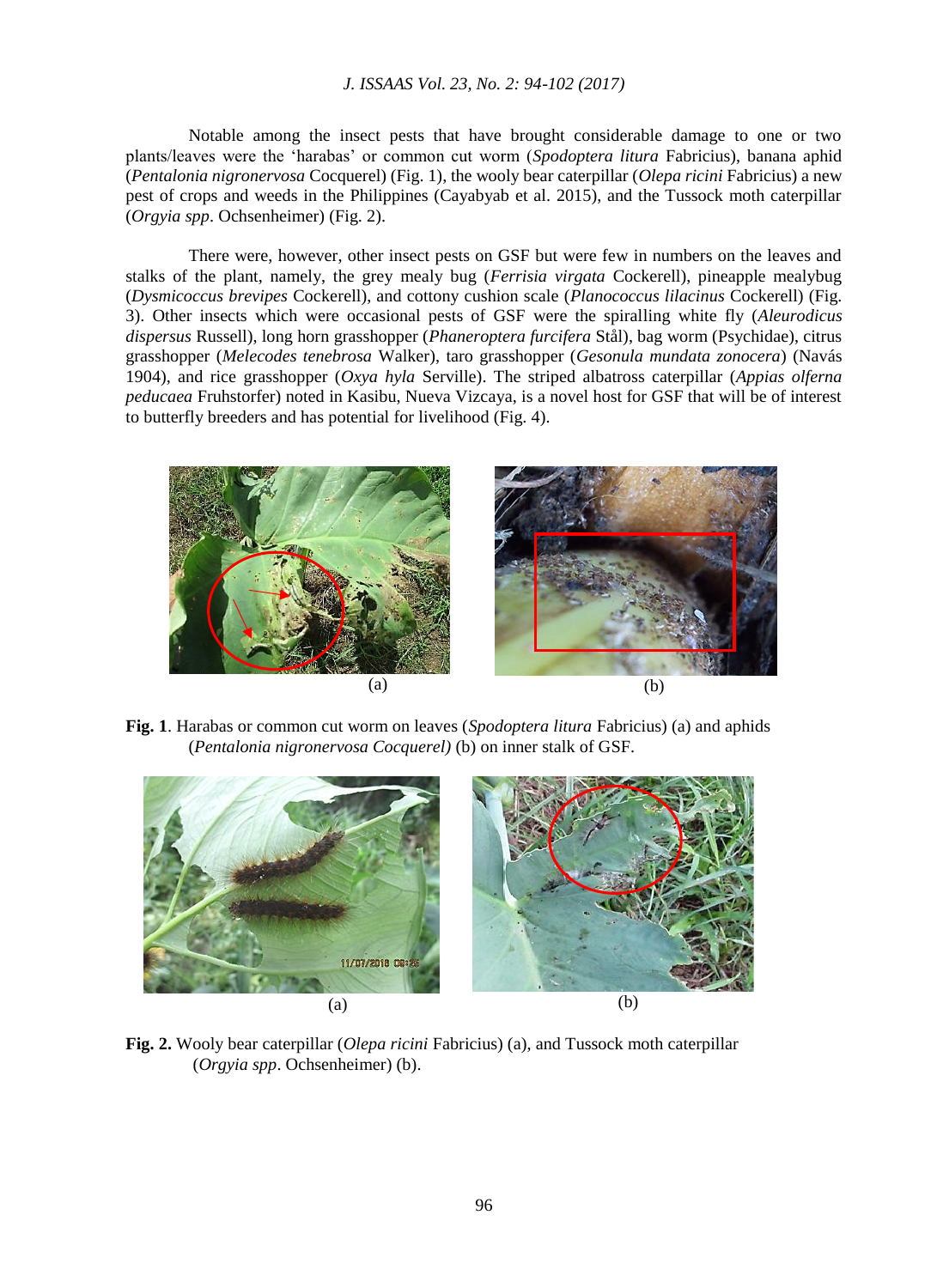Notable among the insect pests that have brought considerable damage to one or two plants/leaves were the 'harabas' or common cut worm (*Spodoptera litura* Fabricius), banana aphid (*Pentalonia nigronervosa* Cocquerel) (Fig. 1), the wooly bear caterpillar (*Olepa ricini* Fabricius) a new pest of crops and weeds in the Philippines (Cayabyab et al. 2015), and the Tussock moth caterpillar (*Orgyia spp*. Ochsenheimer) (Fig. 2).

There were, however, other insect pests on GSF but were few in numbers on the leaves and stalks of the plant, namely, the grey mealy bug (*Ferrisia virgata* Cockerell), pineapple mealybug (*Dysmicoccus brevipes* Cockerell), and cottony cushion scale (*Planococcus lilacinus* Cockerell) (Fig. 3). Other insects which were occasional pests of GSF were the spiralling white fly (*Aleurodicus dispersus* Russell), long horn grasshopper (*Phaneroptera furcifera* Stål), bag worm (Psychidae), citrus grasshopper (*Melecodes tenebrosa* Walker), taro grasshopper (*Gesonula mundata zonocera*) (Navás 1904), and rice grasshopper (*Oxya hyla* Serville). The striped albatross caterpillar (*Appias olferna peducaea* Fruhstorfer) noted in Kasibu, Nueva Vizcaya, is a novel host for GSF that will be of interest to butterfly breeders and has potential for livelihood (Fig. 4).

(a) (b)

**Fig. 1**. Harabas or common cut worm on leaves (*Spodoptera litura* Fabricius) (a) and aphids (*Pentalonia nigronervosa Cocquerel)* (b) on inner stalk of GSF.

(a) (b)

**Fig. 2.** Wooly bear caterpillar (*Olepa ricini* Fabricius) (a), and Tussock moth caterpillar (*Orgyia spp*. Ochsenheimer) (b).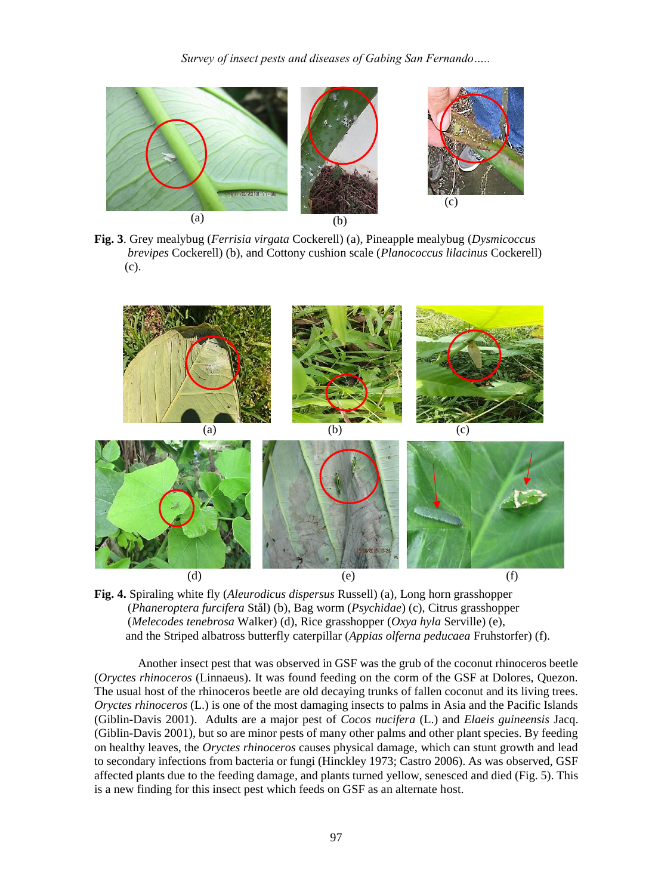**Fig. 3**. Grey mealybug (*Ferrisia virgata* Cockerell) (a), Pineapple mealybug (*Dysmicoccus brevipes* Cockerell) (b), and Cottony cushion scale (*Planococcus lilacinus* Cockerell) (c).

**Fig. 4.** Spiraling white fly (*Aleurodicus dispersus* Russell) (a), Long horn grasshopper (*Phaneroptera furcifera* Stål) (b), Bag worm (*Psychidae*) (c), Citrus grasshopper (*Melecodes tenebrosa* Walker) (d), Rice grasshopper (*Oxya hyla* Serville) (e), and the Striped albatross butterfly caterpillar (*Appias olferna peducaea* Fruhstorfer) (f).

Another insect pest that was observed in GSF was the grub of the coconut rhinoceros beetle (*Oryctes rhinoceros* (Linnaeus). It was found feeding on the corm of the GSF at Dolores, Quezon. The usual host of the rhinoceros beetle are old decaying trunks of fallen coconut and its living trees. *Oryctes rhinoceros* (L.) is one of the most damaging insects to palms in Asia and the Pacific Islands (Giblin-Davis 2001). Adults are a major pest of *Cocos nucifera* (L.) and *Elaeis guineensis* Jacq. (Giblin-Davis 2001), but so are minor pests of many other palms and other plant species. By feeding on healthy leaves, the *Oryctes rhinoceros* causes physical damage, which can stunt growth and lead to secondary infections from bacteria or fungi (Hinckley 1973; Castro 2006). As was observed, GSF affected plants due to the feeding damage, and plants turned yellow, senesced and died (Fig. 5). This is a new finding for this insect pest which feeds on GSF as an alternate host.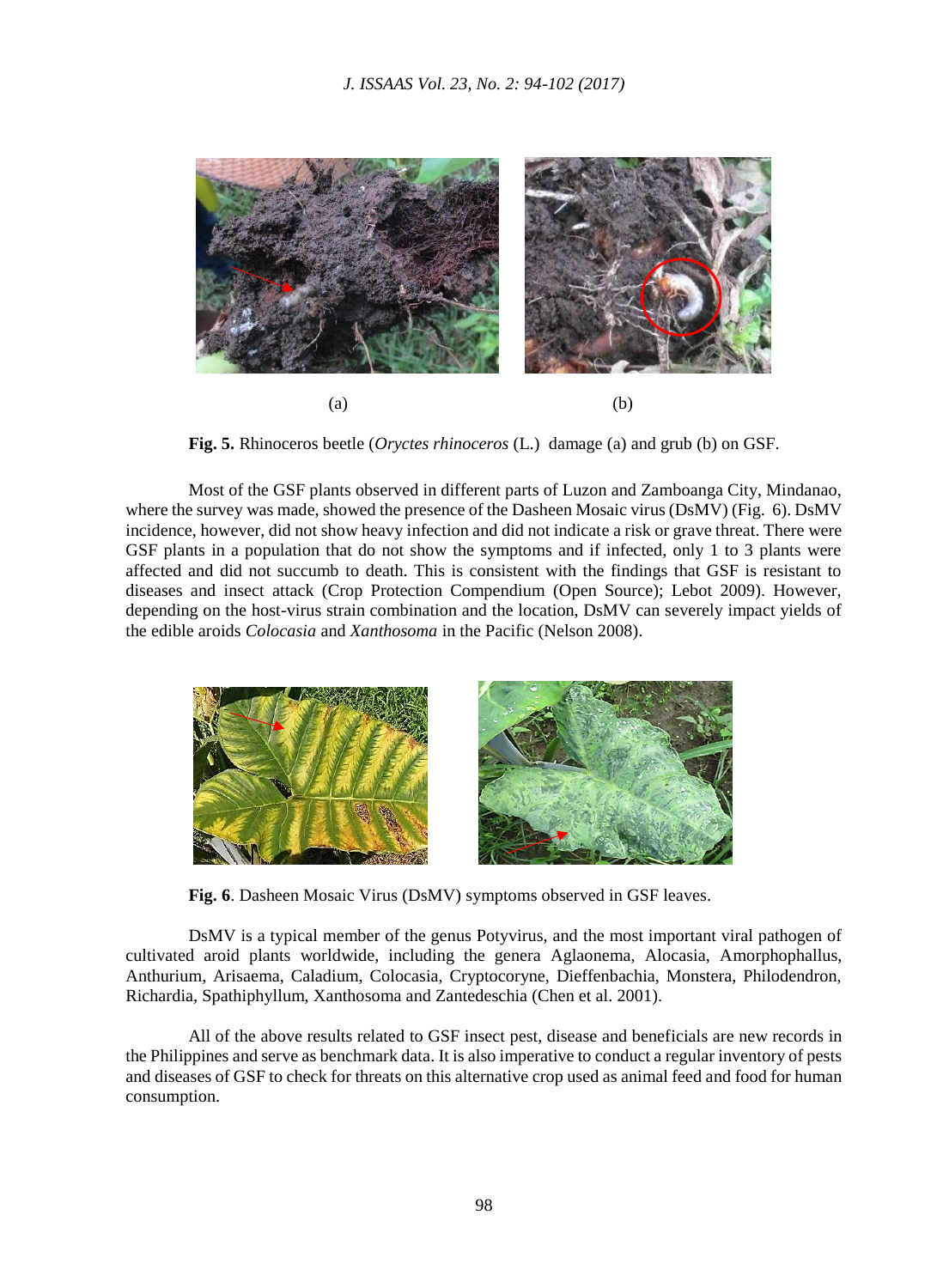(a) (b)

**Fig. 5.** Rhinoceros beetle (*Oryctes rhinoceros* (L.) damage (a) and grub (b) on GSF.

Most of the GSF plants observed in different parts of Luzon and Zamboanga City, Mindanao, where the survey was made, showed the presence of the Dasheen Mosaic virus (DsMV) (Fig. 6). DsMV incidence, however, did not show heavy infection and did not indicate a risk or grave threat. There were GSF plants in a population that do not show the symptoms and if infected, only 1 to 3 plants were affected and did not succumb to death. This is consistent with the findings that GSF is resistant to diseases and insect attack (Crop Protection Compendium (Open Source); Lebot 2009). However, depending on the host-virus strain combination and the location, DsMV can severely impact yields of the edible aroids *Colocasia* and *Xanthosoma* in the Pacific (Nelson 2008).

**Fig. 6**. Dasheen Mosaic Virus (DsMV) symptoms observed in GSF leaves.

DsMV is a typical member of the genus Potyvirus, and the most important viral pathogen of cultivated aroid plants worldwide, including the genera Aglaonema, Alocasia, Amorphophallus, Anthurium, Arisaema, Caladium, Colocasia, Cryptocoryne, Dieffenbachia, Monstera, Philodendron, Richardia, Spathiphyllum, Xanthosoma and Zantedeschia (Chen et al. 2001).

All of the above results related to GSF insect pest, disease and beneficials are new records in the Philippines and serve as benchmark data. It is also imperative to conduct a regular inventory of pests and diseases of GSF to check for threats on this alternative crop used as animal feed and food for human consumption.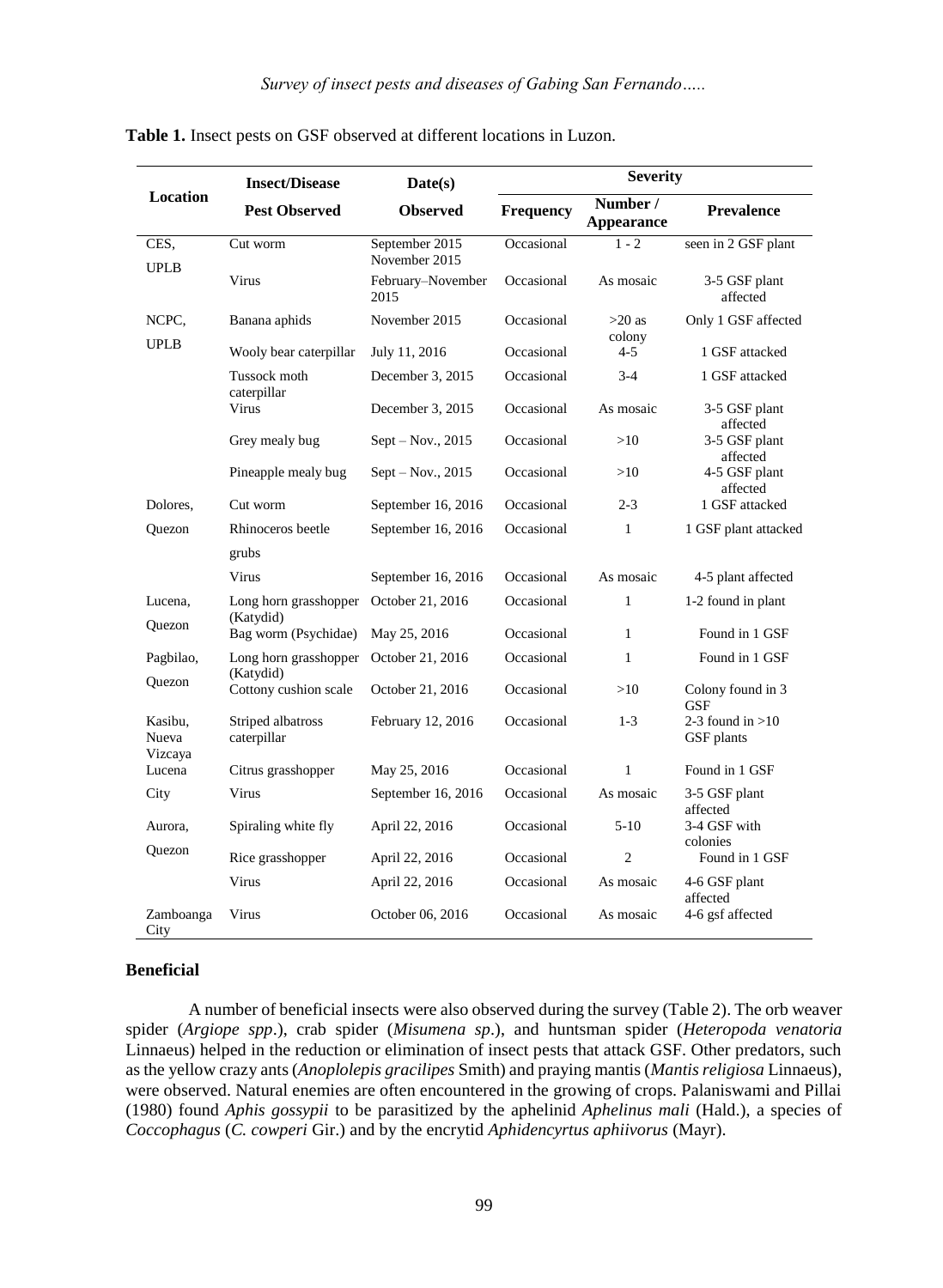**Table 1.** Insect pests on GSF observed at different locations in Luzon.

| Location | Insect/Disease Pest Observed | Date(s) Observed | Severity | | |
|---|---|---|---|---|---|
| | | | Frequency | Number / Appearance | Prevalence |
| CES, UPLB | Cut worm | September 2015 November 2015 | Occasional | 1 - 2 | seen in 2 GSF plant |
| | Virus | February–November 2015 | Occasional | As mosaic | 3-5 GSF plant affected |
| NCPC, UPLB | Banana aphids | November 2015 | Occasional | >20 as colony | Only 1 GSF affected |
| | Wooly bear caterpillar | July 11, 2016 | Occasional | 4-5 | 1 GSF attacked |
| | Tussock moth caterpillar | December 3, 2015 | Occasional | 3-4 | 1 GSF attacked |
| | Virus | December 3, 2015 | Occasional | As mosaic | 3-5 GSF plant affected |
| | Grey mealy bug | Sept – Nov., 2015 | Occasional | >10 | 3-5 GSF plant affected |
| | Pineapple mealy bug | Sept – Nov., 2015 | Occasional | >10 | 4-5 GSF plant affected |
| Dolores, Quezon | Cut worm | September 16, 2016 | Occasional | 2-3 | 1 GSF attacked |
| | Rhinoceros beetle grubs | September 16, 2016 | Occasional | 1 | 1 GSF plant attacked |
| | Virus | September 16, 2016 | Occasional | As mosaic | 4-5 plant affected |
| Lucena, Quezon | Long horn grasshopper (Katydid) | October 21, 2016 | Occasional | 1 | 1-2 found in plant |
| | Bag worm (Psychidae) | May 25, 2016 | Occasional | 1 | Found in 1 GSF |
| Pagbilao, Quezon | Long horn grasshopper (Katydid) | October 21, 2016 | Occasional | 1 | Found in 1 GSF |
| | Cottony cushion scale | October 21, 2016 | Occasional | >10 | Colony found in 3 GSF |
| Kasibu, Nueva Vizcaya | Striped albatross caterpillar | February 12, 2016 | Occasional | 1-3 | 2-3 found in >10 GSF plants |
| Lucena City | Citrus grasshopper | May 25, 2016 | Occasional | 1 | Found in 1 GSF |
| | Virus | September 16, 2016 | Occasional | As mosaic | 3-5 GSF plant affected |
| Aurora, Quezon | Spiraling white fly | April 22, 2016 | Occasional | 5-10 | 3-4 GSF with colonies |
| | Rice grasshopper | April 22, 2016 | Occasional | 2 | Found in 1 GSF |
| | Virus | April 22, 2016 | Occasional | As mosaic | 4-6 GSF plant affected |
| Zamboanga City | Virus | October 06, 2016 | Occasional | As mosaic | 4-6 gsf affected |

### Beneficial

A number of beneficial insects were also observed during the survey (Table 2). The orb weaver spider (*Argiope spp*.), crab spider (*Misumena sp*.), and huntsman spider (*Heteropoda venatoria* Linnaeus) helped in the reduction or elimination of insect pests that attack GSF. Other predators, such as the yellow crazy ants (*Anoplolepis gracilipes* Smith) and praying mantis (*Mantis religiosa* Linnaeus), were observed. Natural enemies are often encountered in the growing of crops. Palaniswami and Pillai (1980) found *Aphis gossypii* to be parasitized by the aphelinid *Aphelinus mali* (Hald.), a species of *Coccophagus* (*C. cowperi* Gir.) and by the encrytid *Aphidencyrtus aphiivorus* (Mayr).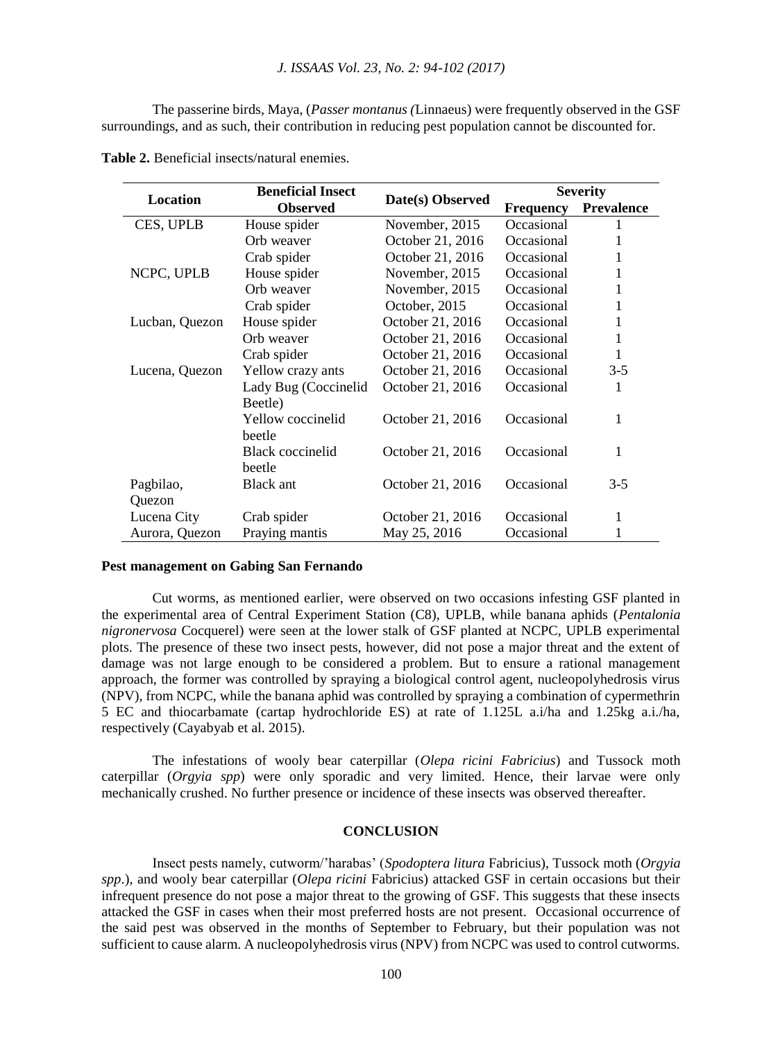The passerine birds, Maya, (*Passer montanus (*Linnaeus) were frequently observed in the GSF surroundings, and as such, their contribution in reducing pest population cannot be discounted for.

**Table 2.** Beneficial insects/natural enemies.

| Location | Beneficial Insect Observed | Date(s) Observed | Severity | |
|---|---|---|---|---|
| | | | Frequency | Prevalence |
| CES, UPLB | House spider | November, 2015 | Occasional | 1 |
| | Orb weaver | October 21, 2016 | Occasional | 1 |
| | Crab spider | October 21, 2016 | Occasional | 1 |
| NCPC, UPLB | House spider | November, 2015 | Occasional | 1 |
| | Orb weaver | November, 2015 | Occasional | 1 |
| | Crab spider | October, 2015 | Occasional | 1 |
| Lucban, Quezon | House spider | October 21, 2016 | Occasional | 1 |
| | Orb weaver | October 21, 2016 | Occasional | 1 |
| | Crab spider | October 21, 2016 | Occasional | 1 |
| Lucena, Quezon | Yellow crazy ants | October 21, 2016 | Occasional | 3-5 |
| | Lady Bug (Coccinelid Beetle) | October 21, 2016 | Occasional | 1 |
| | Yellow coccinelid beetle | October 21, 2016 | Occasional | 1 |
| | Black coccinelid beetle | October 21, 2016 | Occasional | 1 |
| Pagbilao, Quezon | Black ant | October 21, 2016 | Occasional | 3-5 |
| Lucena City | Crab spider | October 21, 2016 | Occasional | 1 |
| Aurora, Quezon | Praying mantis | May 25, 2016 | Occasional | 1 |

**Pest management on Gabing San Fernando**

Cut worms, as mentioned earlier, were observed on two occasions infesting GSF planted in the experimental area of Central Experiment Station (C8), UPLB, while banana aphids (*Pentalonia nigronervosa* Cocquerel) were seen at the lower stalk of GSF planted at NCPC, UPLB experimental plots. The presence of these two insect pests, however, did not pose a major threat and the extent of damage was not large enough to be considered a problem. But to ensure a rational management approach, the former was controlled by spraying a biological control agent, nucleopolyhedrosis virus (NPV), from NCPC, while the banana aphid was controlled by spraying a combination of cypermethrin 5 EC and thiocarbamate (cartap hydrochloride ES) at rate of 1.125L a.i/ha and 1.25kg a.i./ha, respectively (Cayabyab et al. 2015).

The infestations of wooly bear caterpillar (*Olepa ricini Fabricius*) and Tussock moth caterpillar (*Orgyia spp*) were only sporadic and very limited. Hence, their larvae were only mechanically crushed. No further presence or incidence of these insects was observed thereafter.

## CONCLUSION

Insect pests namely, cutworm/'harabas' (*Spodoptera litura* Fabricius), Tussock moth (*Orgyia spp*.), and wooly bear caterpillar (*Olepa ricini* Fabricius) attacked GSF in certain occasions but their infrequent presence do not pose a major threat to the growing of GSF. This suggests that these insects attacked the GSF in cases when their most preferred hosts are not present. Occasional occurrence of the said pest was observed in the months of September to February, but their population was not sufficient to cause alarm. A nucleopolyhedrosis virus (NPV) from NCPC was used to control cutworms.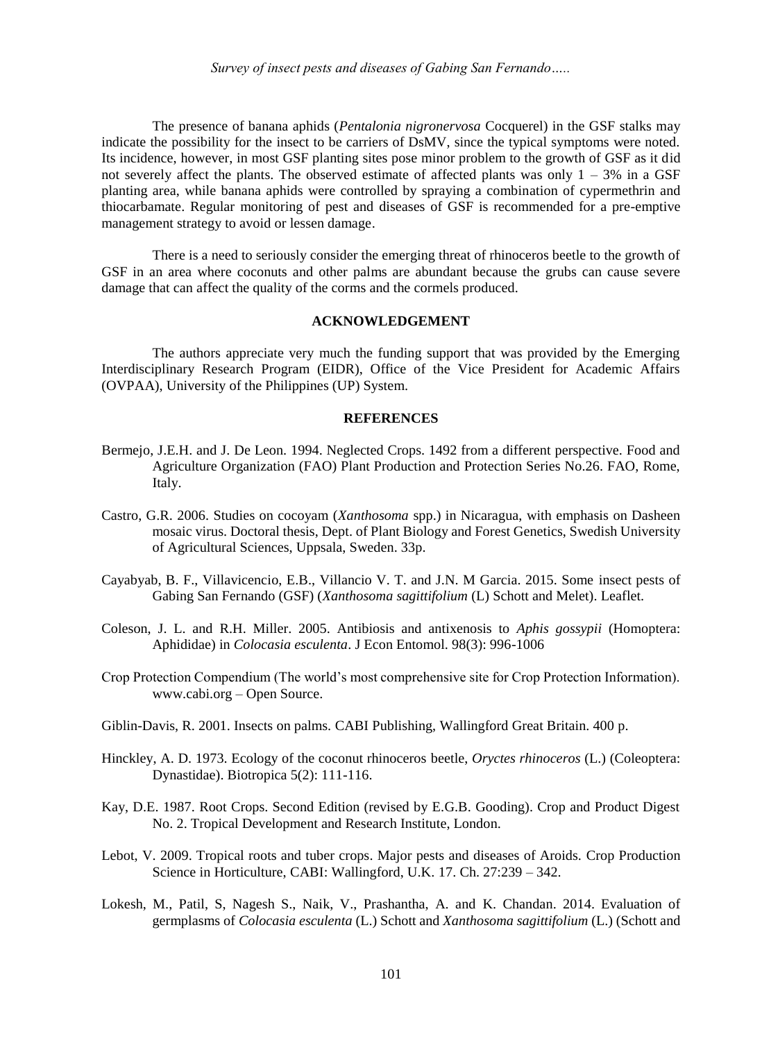The presence of banana aphids (*Pentalonia nigronervosa* Cocquerel) in the GSF stalks may indicate the possibility for the insect to be carriers of DsMV, since the typical symptoms were noted. Its incidence, however, in most GSF planting sites pose minor problem to the growth of GSF as it did not severely affect the plants. The observed estimate of affected plants was only 1 – 3% in a GSF planting area, while banana aphids were controlled by spraying a combination of cypermethrin and thiocarbamate. Regular monitoring of pest and diseases of GSF is recommended for a pre-emptive management strategy to avoid or lessen damage.

There is a need to seriously consider the emerging threat of rhinoceros beetle to the growth of GSF in an area where coconuts and other palms are abundant because the grubs can cause severe damage that can affect the quality of the corms and the cormels produced.

## ACKNOWLEDGEMENT

The authors appreciate very much the funding support that was provided by the Emerging Interdisciplinary Research Program (EIDR), Office of the Vice President for Academic Affairs (OVPAA), University of the Philippines (UP) System.

## REFERENCES

Bermejo, J.E.H. and J. De Leon. 1994. Neglected Crops. 1492 from a different perspective. Food and Agriculture Organization (FAO) Plant Production and Protection Series No.26. FAO, Rome, Italy.

Castro, G.R. 2006. Studies on cocoyam (*Xanthosoma* spp.) in Nicaragua, with emphasis on Dasheen mosaic virus. Doctoral thesis, Dept. of Plant Biology and Forest Genetics, Swedish University of Agricultural Sciences, Uppsala, Sweden. 33p.

Cayabyab, B. F., Villavicencio, E.B., Villancio V. T. and J.N. M Garcia. 2015. Some insect pests of Gabing San Fernando (GSF) (*Xanthosoma sagittifolium* (L) Schott and Melet). Leaflet.

Coleson, J. L. and R.H. Miller. 2005. Antibiosis and antixenosis to *Aphis gossypii* (Homoptera: Aphididae) in *Colocasia esculenta*. J Econ Entomol. 98(3): 996-1006

Crop Protection Compendium (The world's most comprehensive site for Crop Protection Information). www.cabi.org – Open Source.

Giblin-Davis, R. 2001. Insects on palms. CABI Publishing, Wallingford Great Britain. 400 p.

Hinckley, A. D. 1973. Ecology of the coconut rhinoceros beetle, *Oryctes rhinoceros* (L.) (Coleoptera: Dynastidae). Biotropica 5(2): 111-116.

Kay, D.E. 1987. Root Crops. Second Edition (revised by E.G.B. Gooding). Crop and Product Digest No. 2. Tropical Development and Research Institute, London.

Lebot, V. 2009. Tropical roots and tuber crops. Major pests and diseases of Aroids. Crop Production Science in Horticulture, CABI: Wallingford, U.K. 17. Ch. 27:239 – 342.

Lokesh, M., Patil, S, Nagesh S., Naik, V., Prashantha, A. and K. Chandan. 2014. Evaluation of germplasms of *Colocasia esculenta* (L.) Schott and *Xanthosoma sagittifolium* (L.) (Schott and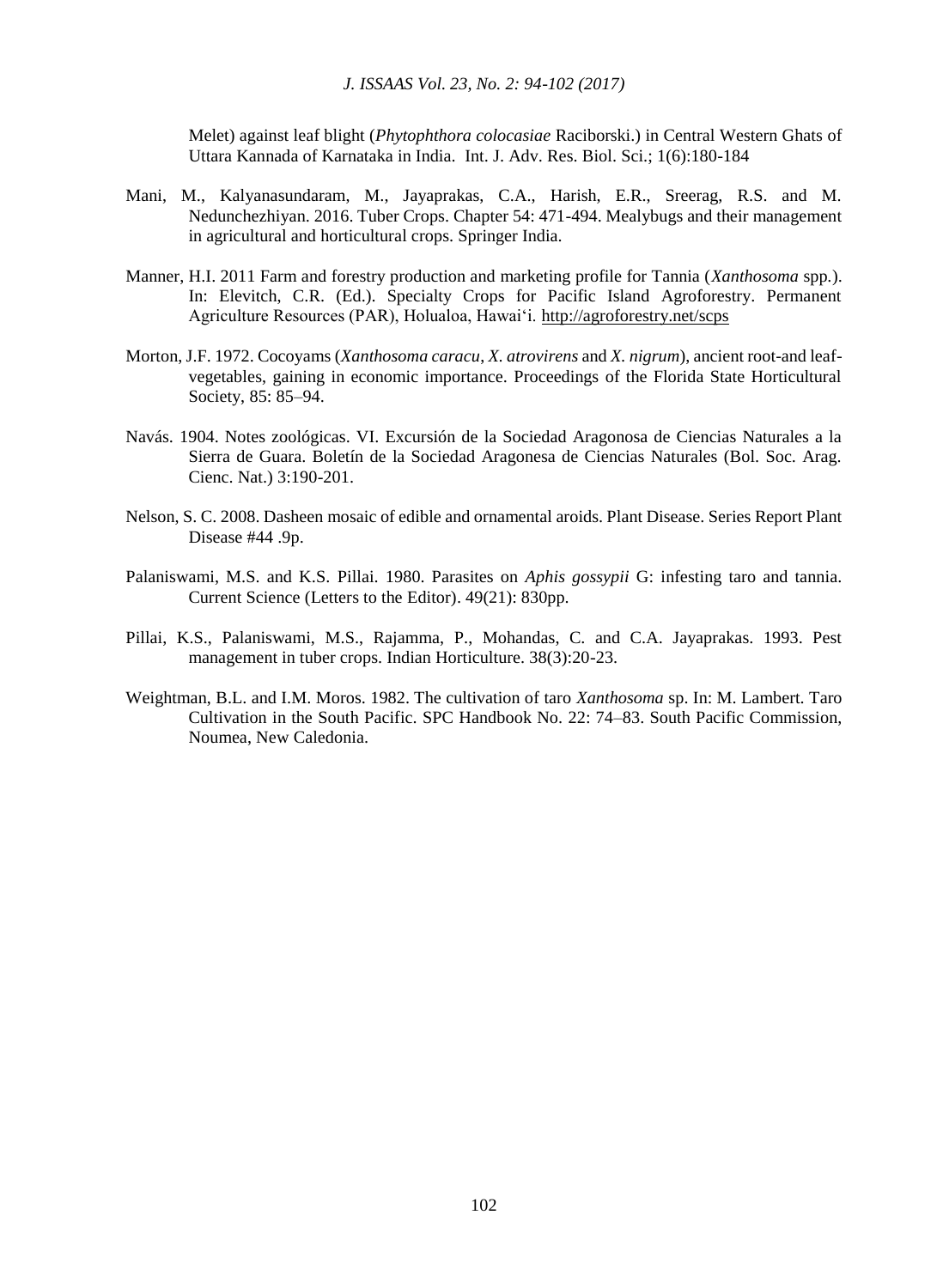Melet) against leaf blight (*Phytophthora colocasiae* Raciborski.) in Central Western Ghats of Uttara Kannada of Karnataka in India. Int. J. Adv. Res. Biol. Sci.; 1(6):180-184

Mani, M., Kalyanasundaram, M., Jayaprakas, C.A., Harish, E.R., Sreerag, R.S. and M. Nedunchezhiyan. 2016. Tuber Crops. Chapter 54: 471-494. Mealybugs and their management in agricultural and horticultural crops. Springer India.

Manner, H.I. 2011 Farm and forestry production and marketing profile for Tannia (*Xanthosoma* spp.). In: Elevitch, C.R. (Ed.). Specialty Crops for Pacific Island Agroforestry. Permanent Agriculture Resources (PAR), Holualoa, Hawai'i. http://agroforestry.net/scps

Morton, J.F. 1972. Cocoyams (*Xanthosoma caracu*, *X. atrovirens* and *X. nigrum*), ancient root-and leaf-vegetables, gaining in economic importance. Proceedings of the Florida State Horticultural Society, 85: 85–94.

Navás. 1904. Notes zoológicas. VI. Excursión de la Sociedad Aragonosa de Ciencias Naturales a la Sierra de Guara. Boletín de la Sociedad Aragonesa de Ciencias Naturales (Bol. Soc. Arag. Cienc. Nat.) 3:190-201.

Nelson, S. C. 2008. Dasheen mosaic of edible and ornamental aroids. Plant Disease. Series Report Plant Disease #44 .9p.

Palaniswami, M.S. and K.S. Pillai. 1980. Parasites on *Aphis gossypii* G: infesting taro and tannia. Current Science (Letters to the Editor). 49(21): 830pp.

Pillai, K.S., Palaniswami, M.S., Rajamma, P., Mohandas, C. and C.A. Jayaprakas. 1993. Pest management in tuber crops. Indian Horticulture. 38(3):20-23.

Weightman, B.L. and I.M. Moros. 1982. The cultivation of taro *Xanthosoma* sp. In: M. Lambert. Taro Cultivation in the South Pacific. SPC Handbook No. 22: 74–83. South Pacific Commission, Noumea, New Caledonia.